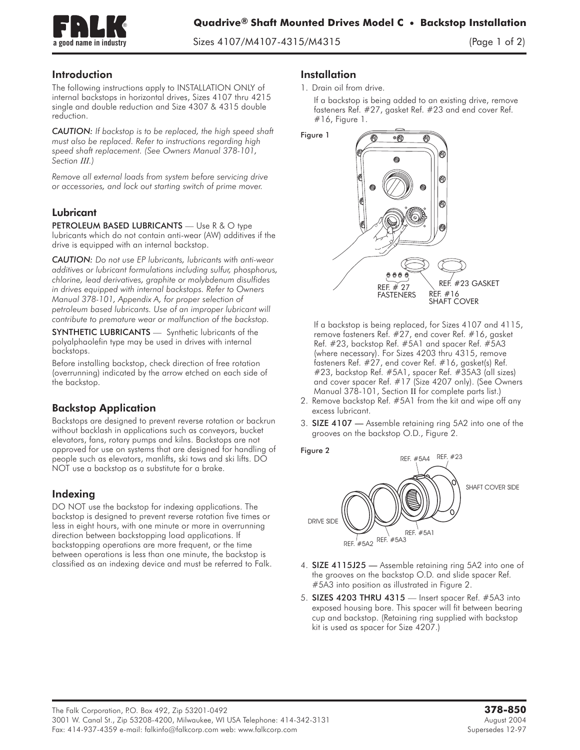# Quadrive® Shaft Mounted Drives Model C • Backstop Installation

Sizes 4107/M4107-4315/M4315

## Introduction

The following instructions apply to INSTALLATION ONLY of internal backstops in horizontal drives, Sizes 4107 thru 4215 single and double reduction and Size 4307 & 4315 double reduction.

*CAUTION: If backstop is to be replaced, the high speed shaft must also be replaced. Refer to instructions regarding high speed shaft replacement. (See Owners Manual 378-101, Section III.)*

*Remove all external loads from system before servicing drive or accessories, and lock out starting switch of prime mover.*

## Lubricant

**PETROLEUM BASED LUBRICANTS** — Use R & O type lubricants which do not contain anti-wear (AW) additives if the drive is equipped with an internal backstop.

*CAUTION: Do not use EP lubricants, lubricants with anti-wear additives or lubricant formulations including sulfur, phosphorus, chlorine, lead derivatives, graphite or molybdenum disulfides in drives equipped with internal backstops. Refer to Owners Manual 378-101, Appendix A, for proper selection of petroleum based lubricants. Use of an improper lubricant will contribute to premature wear or malfunction of the backstop.*

**SYNTHETIC LUBRICANTS** — Synthetic lubricants of the polyalphaolefin type may be used in drives with internal backstops.

Before installing backstop, check direction of free rotation (overrunning) indicated by the arrow etched on each side of the backstop.

## Backstop Application

Backstops are designed to prevent reverse rotation or backrun without backlash in applications such as conveyors, bucket elevators, fans, rotary pumps and kilns. Backstops are not approved for use on systems that are designed for handling of people such as elevators, manlifts, ski tows and ski lifts. DO NOT use a backstop as a substitute for a brake.

## Indexing

DO NOT use the backstop for indexing applications. The backstop is designed to prevent reverse rotation five times or less in eight hours, with one minute or more in overrunning direction between backstopping load applications. If backstopping operations are more frequent, or the time between operations is less than one minute, the backstop is classified as an indexing device and must be referred to Falk.

## Installation

1. Drain oil from drive.

   If a backstop is being added to an existing drive, remove fasteners Ref. #27, gasket Ref. #23 and end cover Ref. #16, Figure 1.

   Figure 1

   REF. # 27 FASTENERS — REF. #16 SHAFT COVER — REF. #23 GASKET

   If a backstop is being replaced, for Sizes 4107 and 4115, remove fasteners Ref. #27, end cover Ref. #16, gasket Ref. #23, backstop Ref. #5A1 and spacer Ref. #5A3 (where necessary). For Sizes 4203 thru 4315, remove fasteners Ref. #27, end cover Ref. #16, gasket(s) Ref. #23, backstop Ref. #5A1, spacer Ref. #35A3 (all sizes) and cover spacer Ref. #17 (Size 4207 only). (See Owners Manual 378-101, Section II for complete parts list.)

2. Remove backstop Ref. #5A1 from the kit and wipe off any excess lubricant.
3. **SIZE 4107 —** Assemble retaining ring 5A2 into one of the grooves on the backstop O.D., Figure 2.

   Figure 2

   DRIVE SIDE — REF. #5A2 — REF. #5A3 — REF. #5A1 — REF. #5A4 — REF. #23 — SHAFT COVER SIDE

4. **SIZE 4115J25 —** Assemble retaining ring 5A2 into one of the grooves on the backstop O.D. and slide spacer Ref. #5A3 into position as illustrated in Figure 2.
5. **SIZES 4203 THRU 4315** — Insert spacer Ref. #5A3 into exposed housing bore. This spacer will fit between bearing cup and backstop. (Retaining ring supplied with backstop kit is used as spacer for Size 4207.)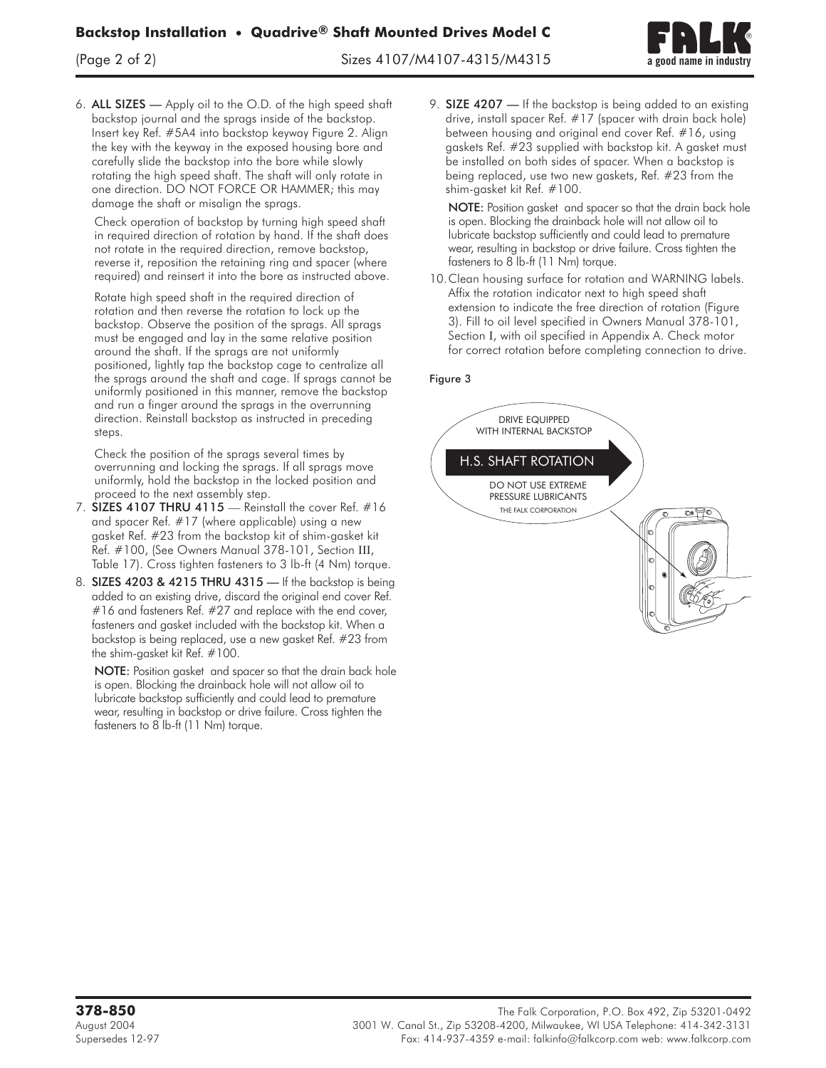6. **ALL SIZES** — Apply oil to the O.D. of the high speed shaft backstop journal and the sprags inside of the backstop. Insert key Ref. #5A4 into backstop keyway Figure 2. Align the key with the keyway in the exposed housing bore and carefully slide the backstop into the bore while slowly rotating the high speed shaft. The shaft will only rotate in one direction. DO NOT FORCE OR HAMMER; this may damage the shaft or misalign the sprags.

   Check operation of backstop by turning high speed shaft in required direction of rotation by hand. If the shaft does not rotate in the required direction, remove backstop, reverse it, reposition the retaining ring and spacer (where required) and reinsert it into the bore as instructed above.

   Rotate high speed shaft in the required direction of rotation and then reverse the rotation to lock up the backstop. Observe the position of the sprags. All sprags must be engaged and lay in the same relative position around the shaft. If the sprags are not uniformly positioned, lightly tap the backstop cage to centralize all the sprags around the shaft and cage. If sprags cannot be uniformly positioned in this manner, remove the backstop and run a finger around the sprags in the overrunning direction. Reinstall backstop as instructed in preceding steps.

   Check the position of the sprags several times by overrunning and locking the sprags. If all sprags move uniformly, hold the backstop in the locked position and proceed to the next assembly step.

7. **SIZES 4107 THRU 4115** — Reinstall the cover Ref. #16 and spacer Ref. #17 (where applicable) using a new gasket Ref. #23 from the backstop kit of shim-gasket kit Ref. #100, (See Owners Manual 378-101, Section III, Table 17). Cross tighten fasteners to 3 lb-ft (4 Nm) torque.

8. **SIZES 4203 & 4215 THRU 4315** — If the backstop is being added to an existing drive, discard the original end cover Ref. #16 and fasteners Ref. #27 and replace with the end cover, fasteners and gasket included with the backstop kit. When a backstop is being replaced, use a new gasket Ref. #23 from the shim-gasket kit Ref. #100.

   **NOTE:** Position gasket and spacer so that the drain back hole is open. Blocking the drainback hole will not allow oil to lubricate backstop sufficiently and could lead to premature wear, resulting in backstop or drive failure. Cross tighten the fasteners to 8 lb-ft (11 Nm) torque.

9. **SIZE 4207** — If the backstop is being added to an existing drive, install spacer Ref. #17 (spacer with drain back hole) between housing and original end cover Ref. #16, using gaskets Ref. #23 supplied with backstop kit. A gasket must be installed on both sides of spacer. When a backstop is being replaced, use two new gaskets, Ref. #23 from the shim-gasket kit Ref. #100.

   **NOTE:** Position gasket and spacer so that the drain back hole is open. Blocking the drainback hole will not allow oil to lubricate backstop sufficiently and could lead to premature wear, resulting in backstop or drive failure. Cross tighten the fasteners to 8 lb-ft (11 Nm) torque.

10. Clean housing surface for rotation and WARNING labels. Affix the rotation indicator next to high speed shaft extension to indicate the free direction of rotation (Figure 3). Fill to oil level specified in Owners Manual 378-101, Section I, with oil specified in Appendix A. Check motor for correct rotation before completing connection to drive.

**Figure 3**

DRIVE EQUIPPED WITH INTERNAL BACKSTOP

H.S. SHAFT ROTATION

DO NOT USE EXTREME PRESSURE LUBRICANTS

THE FALK CORPORATION

**378-850**
August 2004
Supersedes 12-97

The Falk Corporation, P.O. Box 492, Zip 53201-0492
3001 W. Canal St., Zip 53208-4200, Milwaukee, WI USA Telephone: 414-342-3131
Fax: 414-937-4359 e-mail: falkinfo@falkcorp.com web: www.falkcorp.com